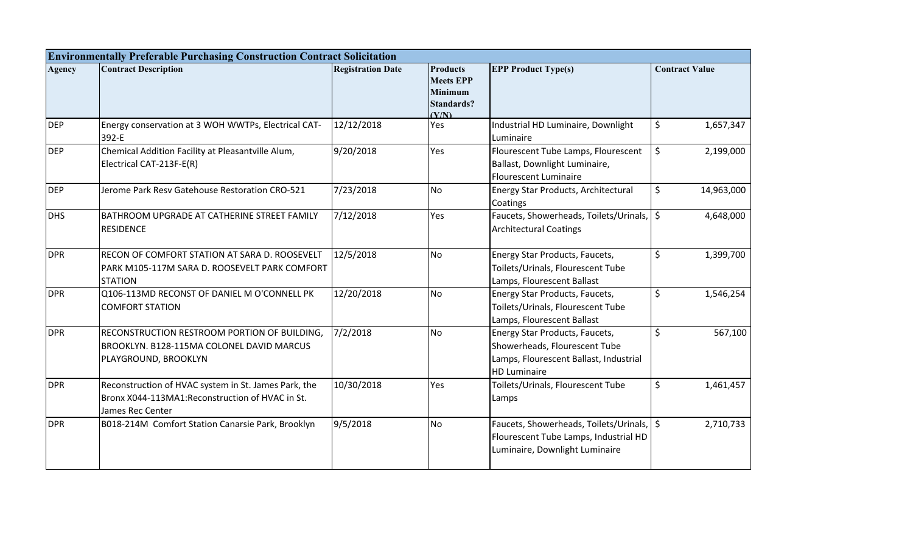| Environmentally Preferable Purchasing Construction Contract Solicitation | | | | | |
|---|---|---|---|---|---|
| **Agency** | **Contract Description** | **Registration Date** | **Products Meets EPP Minimum Standards? (Y/N)** | **EPP Product Type(s)** | **Contract Value** |
| DEP | Energy conservation at 3 WOH WWTPs, Electrical CAT-392-E | 12/12/2018 | Yes | Industrial HD Luminaire, Downlight Luminaire | $ 1,657,347 |
| DEP | Chemical Addition Facility at Pleasantville Alum, Electrical CAT-213F-E(R) | 9/20/2018 | Yes | Flourescent Tube Lamps, Flourescent Ballast, Downlight Luminaire, Flourescent Luminaire | $ 2,199,000 |
| DEP | Jerome Park Resv Gatehouse Restoration CRO-521 | 7/23/2018 | No | Energy Star Products, Architectural Coatings | $ 14,963,000 |
| DHS | BATHROOM UPGRADE AT CATHERINE STREET FAMILY RESIDENCE | 7/12/2018 | Yes | Faucets, Showerheads, Toilets/Urinals, Architectural Coatings | $ 4,648,000 |
| DPR | RECON OF COMFORT STATION AT SARA D. ROOSEVELT PARK M105-117M SARA D. ROOSEVELT PARK COMFORT STATION | 12/5/2018 | No | Energy Star Products, Faucets, Toilets/Urinals, Flourescent Tube Lamps, Flourescent Ballast | $ 1,399,700 |
| DPR | Q106-113MD RECONST OF DANIEL M O'CONNELL PK COMFORT STATION | 12/20/2018 | No | Energy Star Products, Faucets, Toilets/Urinals, Flourescent Tube Lamps, Flourescent Ballast | $ 1,546,254 |
| DPR | RECONSTRUCTION RESTROOM PORTION OF BUILDING, BROOKLYN. B128-115MA COLONEL DAVID MARCUS PLAYGROUND, BROOKLYN | 7/2/2018 | No | Energy Star Products, Faucets, Showerheads, Flourescent Tube Lamps, Flourescent Ballast, Industrial HD Luminaire | $ 567,100 |
| DPR | Reconstruction of HVAC system in St. James Park, the Bronx X044-113MA1:Reconstruction of HVAC in St. James Rec Center | 10/30/2018 | Yes | Toilets/Urinals, Flourescent Tube Lamps | $ 1,461,457 |
| DPR | B018-214M Comfort Station Canarsie Park, Brooklyn | 9/5/2018 | No | Faucets, Showerheads, Toilets/Urinals, Flourescent Tube Lamps, Industrial HD Luminaire, Downlight Luminaire | $ 2,710,733 |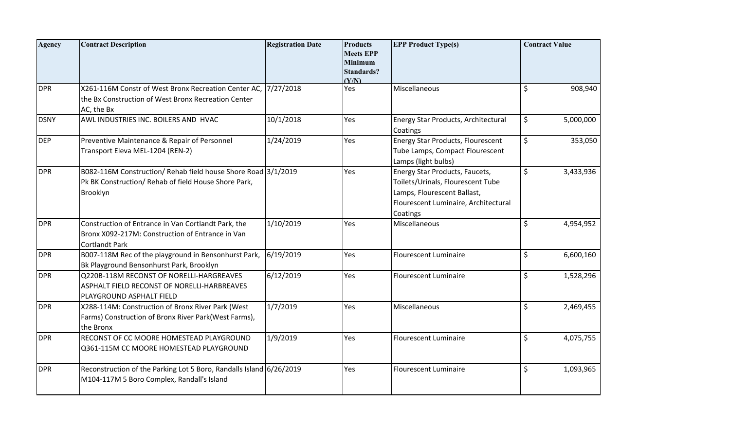| Agency | Contract Description | Registration Date | Products Meets EPP Minimum Standards? (Y/N) | EPP Product Type(s) | Contract Value |
|---|---|---|---|---|---|
| DPR | X261-116M Constr of West Bronx Recreation Center AC, the Bx Construction of West Bronx Recreation Center AC, the Bx | 7/27/2018 | Yes | Miscellaneous | $ 908,940 |
| DSNY | AWL INDUSTRIES INC. BOILERS AND HVAC | 10/1/2018 | Yes | Energy Star Products, Architectural Coatings | $ 5,000,000 |
| DEP | Preventive Maintenance & Repair of Personnel Transport Eleva MEL-1204 (REN-2) | 1/24/2019 | Yes | Energy Star Products, Flourescent Tube Lamps, Compact Flourescent Lamps (light bulbs) | $ 353,050 |
| DPR | B082-116M Construction/ Rehab field house Shore Road Pk BK Construction/ Rehab of field House Shore Park, Brooklyn | 3/1/2019 | Yes | Energy Star Products, Faucets, Toilets/Urinals, Flourescent Tube Lamps, Flourescent Ballast, Flourescent Luminaire, Architectural Coatings | $ 3,433,936 |
| DPR | Construction of Entrance in Van Cortlandt Park, the Bronx X092-217M: Construction of Entrance in Van Cortlandt Park | 1/10/2019 | Yes | Miscellaneous | $ 4,954,952 |
| DPR | B007-118M Rec of the playground in Bensonhurst Park, Bk Playground Bensonhurst Park, Brooklyn | 6/19/2019 | Yes | Flourescent Luminaire | $ 6,600,160 |
| DPR | Q220B-118M RECONST OF NORELLI-HARGREAVES ASPHALT FIELD RECONST OF NORELLI-HARBREAVES PLAYGROUND ASPHALT FIELD | 6/12/2019 | Yes | Flourescent Luminaire | $ 1,528,296 |
| DPR | X288-114M: Construction of Bronx River Park (West Farms) Construction of Bronx River Park(West Farms), the Bronx | 1/7/2019 | Yes | Miscellaneous | $ 2,469,455 |
| DPR | RECONST OF CC MOORE HOMESTEAD PLAYGROUND Q361-115M CC MOORE HOMESTEAD PLAYGROUND | 1/9/2019 | Yes | Flourescent Luminaire | $ 4,075,755 |
| DPR | Reconstruction of the Parking Lot 5 Boro, Randalls Island M104-117M 5 Boro Complex, Randall's Island | 6/26/2019 | Yes | Flourescent Luminaire | $ 1,093,965 |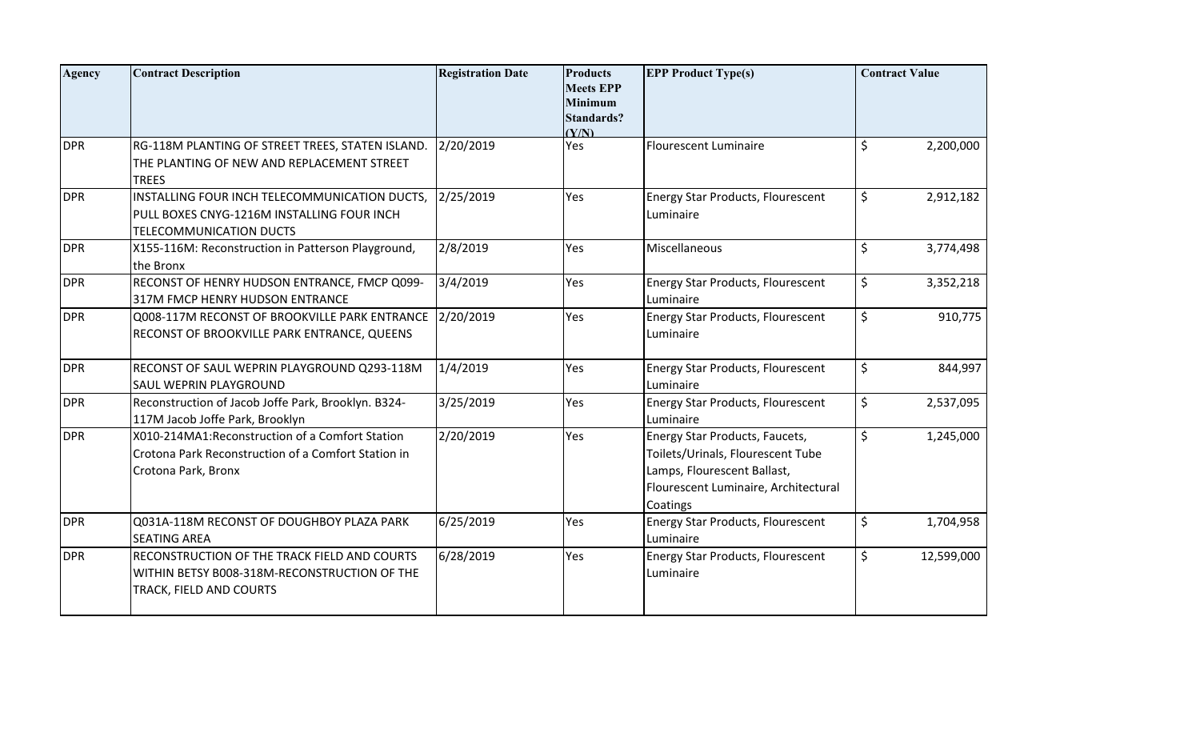| Agency | Contract Description | Registration Date | Products Meets EPP Minimum Standards? (Y/N) | EPP Product Type(s) | Contract Value |
|---|---|---|---|---|---|
| DPR | RG-118M PLANTING OF STREET TREES, STATEN ISLAND. THE PLANTING OF NEW AND REPLACEMENT STREET TREES | 2/20/2019 | Yes | Flourescent Luminaire | $ 2,200,000 |
| DPR | INSTALLING FOUR INCH TELECOMMUNICATION DUCTS, PULL BOXES CNYG-1216M INSTALLING FOUR INCH TELECOMMUNICATION DUCTS | 2/25/2019 | Yes | Energy Star Products, Flourescent Luminaire | $ 2,912,182 |
| DPR | X155-116M: Reconstruction in Patterson Playground, the Bronx | 2/8/2019 | Yes | Miscellaneous | $ 3,774,498 |
| DPR | RECONST OF HENRY HUDSON ENTRANCE, FMCP Q099-317M FMCP HENRY HUDSON ENTRANCE | 3/4/2019 | Yes | Energy Star Products, Flourescent Luminaire | $ 3,352,218 |
| DPR | Q008-117M RECONST OF BROOKVILLE PARK ENTRANCE RECONST OF BROOKVILLE PARK ENTRANCE, QUEENS | 2/20/2019 | Yes | Energy Star Products, Flourescent Luminaire | $ 910,775 |
| DPR | RECONST OF SAUL WEPRIN PLAYGROUND Q293-118M SAUL WEPRIN PLAYGROUND | 1/4/2019 | Yes | Energy Star Products, Flourescent Luminaire | $ 844,997 |
| DPR | Reconstruction of Jacob Joffe Park, Brooklyn. B324-117M Jacob Joffe Park, Brooklyn | 3/25/2019 | Yes | Energy Star Products, Flourescent Luminaire | $ 2,537,095 |
| DPR | X010-214MA1:Reconstruction of a Comfort Station Crotona Park Reconstruction of a Comfort Station in Crotona Park, Bronx | 2/20/2019 | Yes | Energy Star Products, Faucets, Toilets/Urinals, Flourescent Tube Lamps, Flourescent Ballast, Flourescent Luminaire, Architectural Coatings | $ 1,245,000 |
| DPR | Q031A-118M RECONST OF DOUGHBOY PLAZA PARK SEATING AREA | 6/25/2019 | Yes | Energy Star Products, Flourescent Luminaire | $ 1,704,958 |
| DPR | RECONSTRUCTION OF THE TRACK FIELD AND COURTS WITHIN BETSY B008-318M-RECONSTRUCTION OF THE TRACK, FIELD AND COURTS | 6/28/2019 | Yes | Energy Star Products, Flourescent Luminaire | $ 12,599,000 |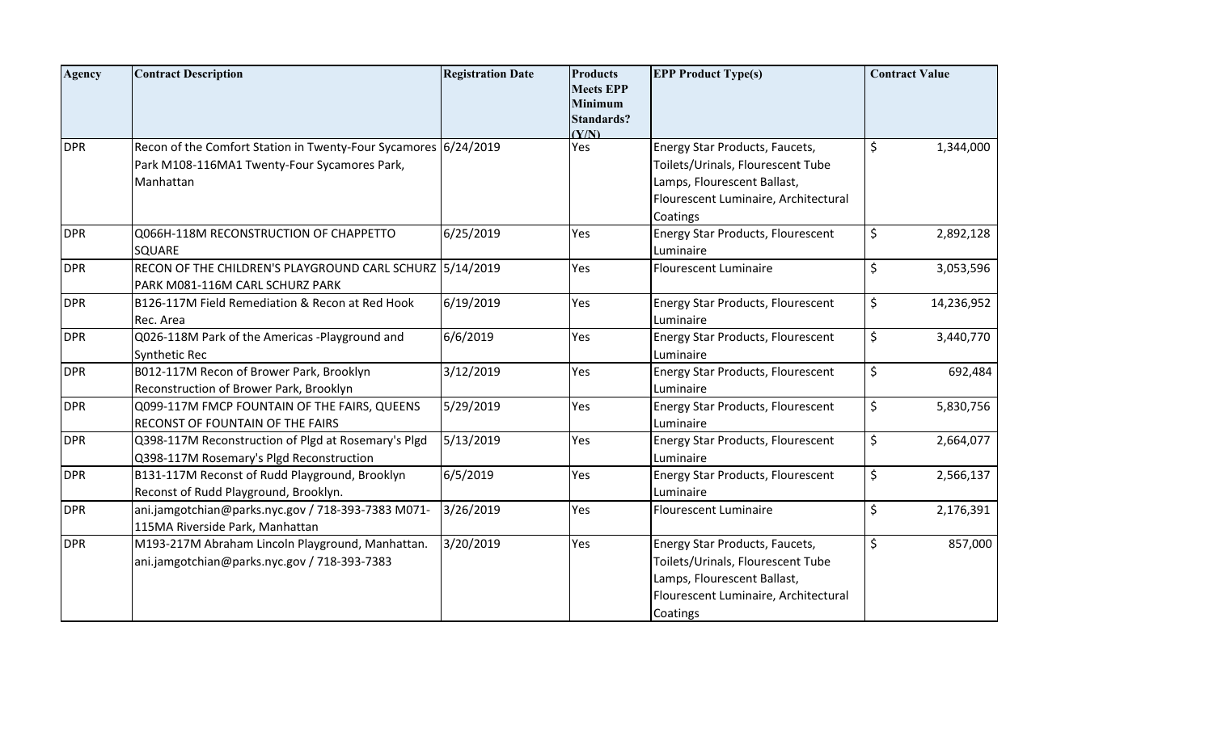| Agency | Contract Description | Registration Date | Products Meets EPP Minimum Standards? (Y/N) | EPP Product Type(s) | Contract Value |
|---|---|---|---|---|---|
| DPR | Recon of the Comfort Station in Twenty-Four Sycamores Park M108-116MA1 Twenty-Four Sycamores Park, Manhattan | 6/24/2019 | Yes | Energy Star Products, Faucets, Toilets/Urinals, Flourescent Tube Lamps, Flourescent Ballast, Flourescent Luminaire, Architectural Coatings | $ 1,344,000 |
| DPR | Q066H-118M RECONSTRUCTION OF CHAPPETTO SQUARE | 6/25/2019 | Yes | Energy Star Products, Flourescent Luminaire | $ 2,892,128 |
| DPR | RECON OF THE CHILDREN'S PLAYGROUND CARL SCHURZ PARK M081-116M CARL SCHURZ PARK | 5/14/2019 | Yes | Flourescent Luminaire | $ 3,053,596 |
| DPR | B126-117M Field Remediation & Recon at Red Hook Rec. Area | 6/19/2019 | Yes | Energy Star Products, Flourescent Luminaire | $ 14,236,952 |
| DPR | Q026-118M Park of the Americas -Playground and Synthetic Rec | 6/6/2019 | Yes | Energy Star Products, Flourescent Luminaire | $ 3,440,770 |
| DPR | B012-117M Recon of Brower Park, Brooklyn Reconstruction of Brower Park, Brooklyn | 3/12/2019 | Yes | Energy Star Products, Flourescent Luminaire | $ 692,484 |
| DPR | Q099-117M FMCP FOUNTAIN OF THE FAIRS, QUEENS RECONST OF FOUNTAIN OF THE FAIRS | 5/29/2019 | Yes | Energy Star Products, Flourescent Luminaire | $ 5,830,756 |
| DPR | Q398-117M Reconstruction of Plgd at Rosemary's Plgd Q398-117M Rosemary's Plgd Reconstruction | 5/13/2019 | Yes | Energy Star Products, Flourescent Luminaire | $ 2,664,077 |
| DPR | B131-117M Reconst of Rudd Playground, Brooklyn Reconst of Rudd Playground, Brooklyn. | 6/5/2019 | Yes | Energy Star Products, Flourescent Luminaire | $ 2,566,137 |
| DPR | ani.jamgotchian@parks.nyc.gov / 718-393-7383 M071-115MA Riverside Park, Manhattan | 3/26/2019 | Yes | Flourescent Luminaire | $ 2,176,391 |
| DPR | M193-217M Abraham Lincoln Playground, Manhattan. ani.jamgotchian@parks.nyc.gov / 718-393-7383 | 3/20/2019 | Yes | Energy Star Products, Faucets, Toilets/Urinals, Flourescent Tube Lamps, Flourescent Ballast, Flourescent Luminaire, Architectural Coatings | $ 857,000 |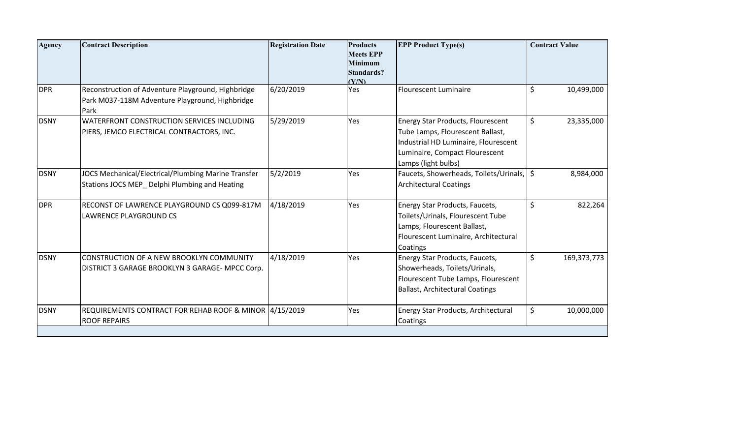| Agency | Contract Description | Registration Date | Products Meets EPP Minimum Standards? (Y/N) | EPP Product Type(s) | Contract Value |
|---|---|---|---|---|---|
| DPR | Reconstruction of Adventure Playground, Highbridge Park M037-118M Adventure Playground, Highbridge Park | 6/20/2019 | Yes | Flourescent Luminaire | $ 10,499,000 |
| DSNY | WATERFRONT CONSTRUCTION SERVICES INCLUDING PIERS, JEMCO ELECTRICAL CONTRACTORS, INC. | 5/29/2019 | Yes | Energy Star Products, Flourescent Tube Lamps, Flourescent Ballast, Industrial HD Luminaire, Flourescent Luminaire, Compact Flourescent Lamps (light bulbs) | $ 23,335,000 |
| DSNY | JOCS Mechanical/Electrical/Plumbing Marine Transfer Stations JOCS MEP_ Delphi Plumbing and Heating | 5/2/2019 | Yes | Faucets, Showerheads, Toilets/Urinals, Architectural Coatings | $ 8,984,000 |
| DPR | RECONST OF LAWRENCE PLAYGROUND CS Q099-817M LAWRENCE PLAYGROUND CS | 4/18/2019 | Yes | Energy Star Products, Faucets, Toilets/Urinals, Flourescent Tube Lamps, Flourescent Ballast, Flourescent Luminaire, Architectural Coatings | $ 822,264 |
| DSNY | CONSTRUCTION OF A NEW BROOKLYN COMMUNITY DISTRICT 3 GARAGE BROOKLYN 3 GARAGE- MPCC Corp. | 4/18/2019 | Yes | Energy Star Products, Faucets, Showerheads, Toilets/Urinals, Flourescent Tube Lamps, Flourescent Ballast, Architectural Coatings | $ 169,373,773 |
| DSNY | REQUIREMENTS CONTRACT FOR REHAB ROOF & MINOR ROOF REPAIRS | 4/15/2019 | Yes | Energy Star Products, Architectural Coatings | $ 10,000,000 |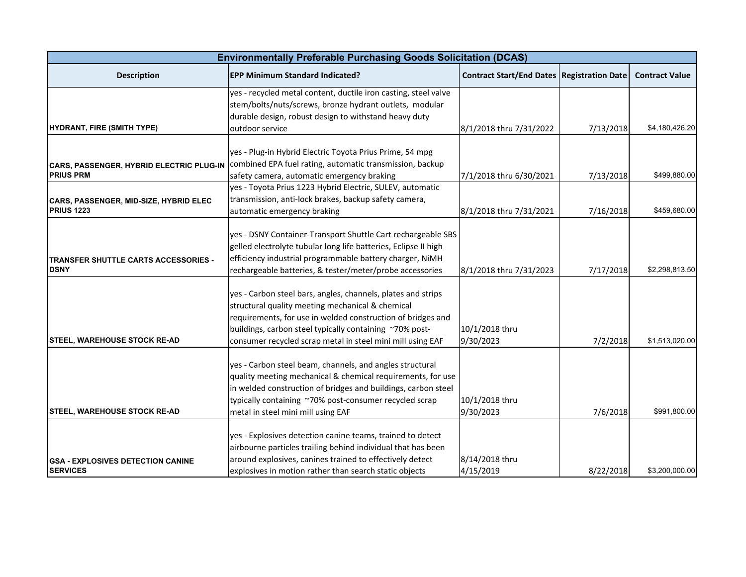| Environmentally Preferable Purchasing Goods Solicitation (DCAS) | | | | |
|---|---|---|---|---|
| **Description** | **EPP Minimum Standard Indicated?** | **Contract Start/End Dates** | **Registration Date** | **Contract Value** |
| **HYDRANT, FIRE (SMITH TYPE)** | yes - recycled metal content, ductile iron casting, steel valve stem/bolts/nuts/screws, bronze hydrant outlets, modular durable design, robust design to withstand heavy duty outdoor service | 8/1/2018 thru 7/31/2022 | 7/13/2018 | $4,180,426.20 |
| **CARS, PASSENGER, HYBRID ELECTRIC PLUG-IN PRIUS PRM** | yes - Plug-in Hybrid Electric Toyota Prius Prime, 54 mpg combined EPA fuel rating, automatic transmission, backup safety camera, automatic emergency braking | 7/1/2018 thru 6/30/2021 | 7/13/2018 | $499,880.00 |
| **CARS, PASSENGER, MID-SIZE, HYBRID ELEC PRIUS 1223** | yes - Toyota Prius 1223 Hybrid Electric, SULEV, automatic transmission, anti-lock brakes, backup safety camera, automatic emergency braking | 8/1/2018 thru 7/31/2021 | 7/16/2018 | $459,680.00 |
| **TRANSFER SHUTTLE CARTS ACCESSORIES - DSNY** | yes - DSNY Container-Transport Shuttle Cart rechargeable SBS gelled electrolyte tubular long life batteries, Eclipse II high efficiency industrial programmable battery charger, NiMH rechargeable batteries, & tester/meter/probe accessories | 8/1/2018 thru 7/31/2023 | 7/17/2018 | $2,298,813.50 |
| **STEEL, WAREHOUSE STOCK RE-AD** | yes - Carbon steel bars, angles, channels, plates and strips structural quality meeting mechanical & chemical requirements, for use in welded construction of bridges and buildings, carbon steel typically containing ~70% post-consumer recycled scrap metal in steel mini mill using EAF | 10/1/2018 thru 9/30/2023 | 7/2/2018 | $1,513,020.00 |
| **STEEL, WAREHOUSE STOCK RE-AD** | yes - Carbon steel beam, channels, and angles structural quality meeting mechanical & chemical requirements, for use in welded construction of bridges and buildings, carbon steel typically containing ~70% post-consumer recycled scrap metal in steel mini mill using EAF | 10/1/2018 thru 9/30/2023 | 7/6/2018 | $991,800.00 |
| **GSA - EXPLOSIVES DETECTION CANINE SERVICES** | yes - Explosives detection canine teams, trained to detect airbourne particles trailing behind individual that has been around explosives, canines trained to effectively detect explosives in motion rather than search static objects | 8/14/2018 thru 4/15/2019 | 8/22/2018 | $3,200,000.00 |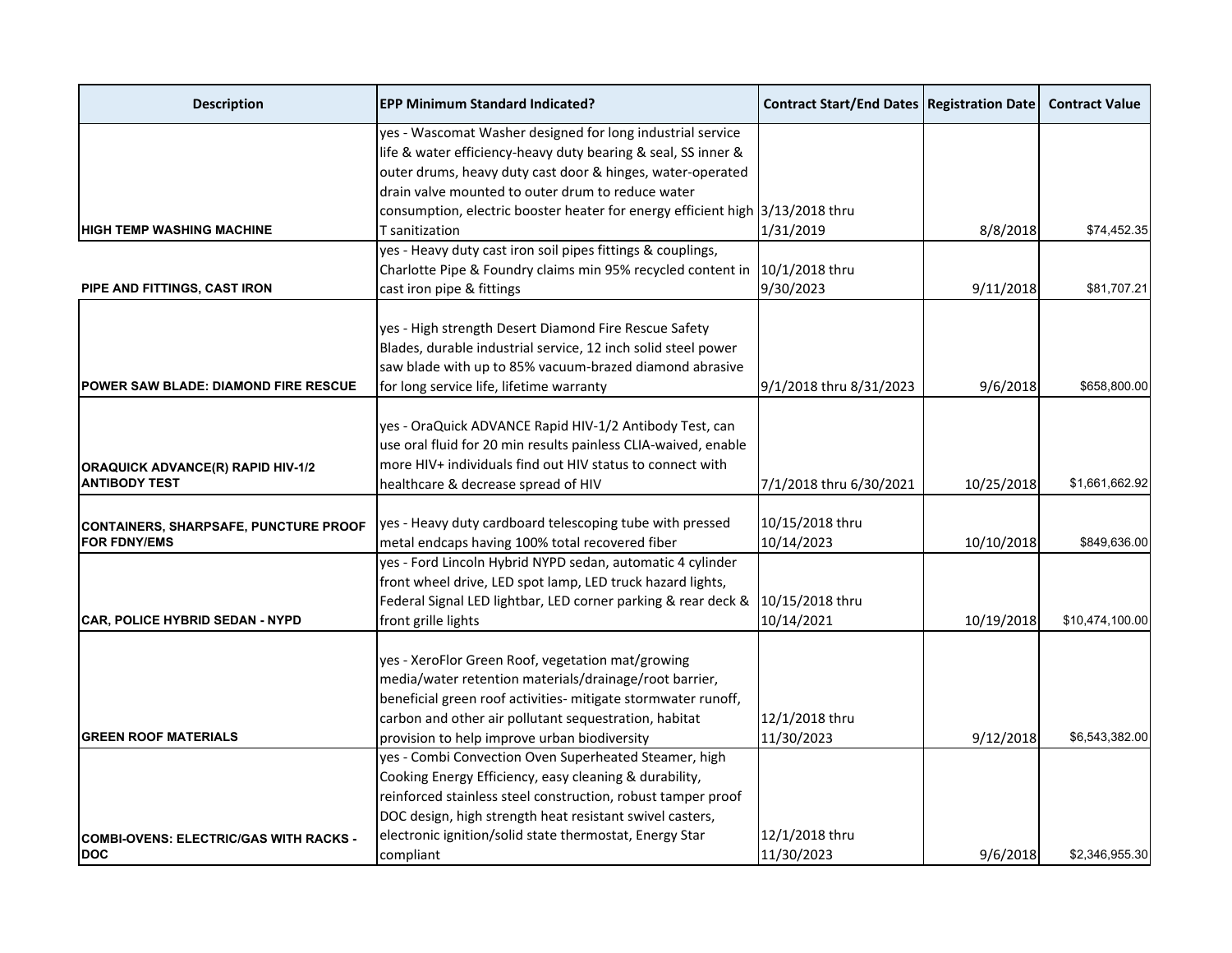| Description | EPP Minimum Standard Indicated? | Contract Start/End Dates | Registration Date | Contract Value |
|---|---|---|---|---|
| HIGH TEMP WASHING MACHINE | yes - Wascomat Washer designed for long industrial service life & water efficiency-heavy duty bearing & seal, SS inner & outer drums, heavy duty cast door & hinges, water-operated drain valve mounted to outer drum to reduce water consumption, electric booster heater for energy efficient high T sanitization | 3/13/2018 thru 1/31/2019 | 8/8/2018 | $74,452.35 |
| PIPE AND FITTINGS, CAST IRON | yes - Heavy duty cast iron soil pipes fittings & couplings, Charlotte Pipe & Foundry claims min 95% recycled content in cast iron pipe & fittings | 10/1/2018 thru 9/30/2023 | 9/11/2018 | $81,707.21 |
| POWER SAW BLADE: DIAMOND FIRE RESCUE | yes - High strength Desert Diamond Fire Rescue Safety Blades, durable industrial service, 12 inch solid steel power saw blade with up to 85% vacuum-brazed diamond abrasive for long service life, lifetime warranty | 9/1/2018 thru 8/31/2023 | 9/6/2018 | $658,800.00 |
| ORAQUICK ADVANCE(R) RAPID HIV-1/2 ANTIBODY TEST | yes - OraQuick ADVANCE Rapid HIV-1/2 Antibody Test, can use oral fluid for 20 min results painless CLIA-waived, enable more HIV+ individuals find out HIV status to connect with healthcare & decrease spread of HIV | 7/1/2018 thru 6/30/2021 | 10/25/2018 | $1,661,662.92 |
| CONTAINERS, SHARPSAFE, PUNCTURE PROOF FOR FDNY/EMS | yes - Heavy duty cardboard telescoping tube with pressed metal endcaps having 100% total recovered fiber | 10/15/2018 thru 10/14/2023 | 10/10/2018 | $849,636.00 |
| CAR, POLICE HYBRID SEDAN - NYPD | yes - Ford Lincoln Hybrid NYPD sedan, automatic 4 cylinder front wheel drive, LED spot lamp, LED truck hazard lights, Federal Signal LED lightbar, LED corner parking & rear deck & front grille lights | 10/15/2018 thru 10/14/2021 | 10/19/2018 | $10,474,100.00 |
| GREEN ROOF MATERIALS | yes - XeroFlor Green Roof, vegetation mat/growing media/water retention materials/drainage/root barrier, beneficial green roof activities- mitigate stormwater runoff, carbon and other air pollutant sequestration, habitat provision to help improve urban biodiversity | 12/1/2018 thru 11/30/2023 | 9/12/2018 | $6,543,382.00 |
| COMBI-OVENS: ELECTRIC/GAS WITH RACKS - DOC | yes - Combi Convection Oven Superheated Steamer, high Cooking Energy Efficiency, easy cleaning & durability, reinforced stainless steel construction, robust tamper proof DOC design, high strength heat resistant swivel casters, electronic ignition/solid state thermostat, Energy Star compliant | 12/1/2018 thru 11/30/2023 | 9/6/2018 | $2,346,955.30 |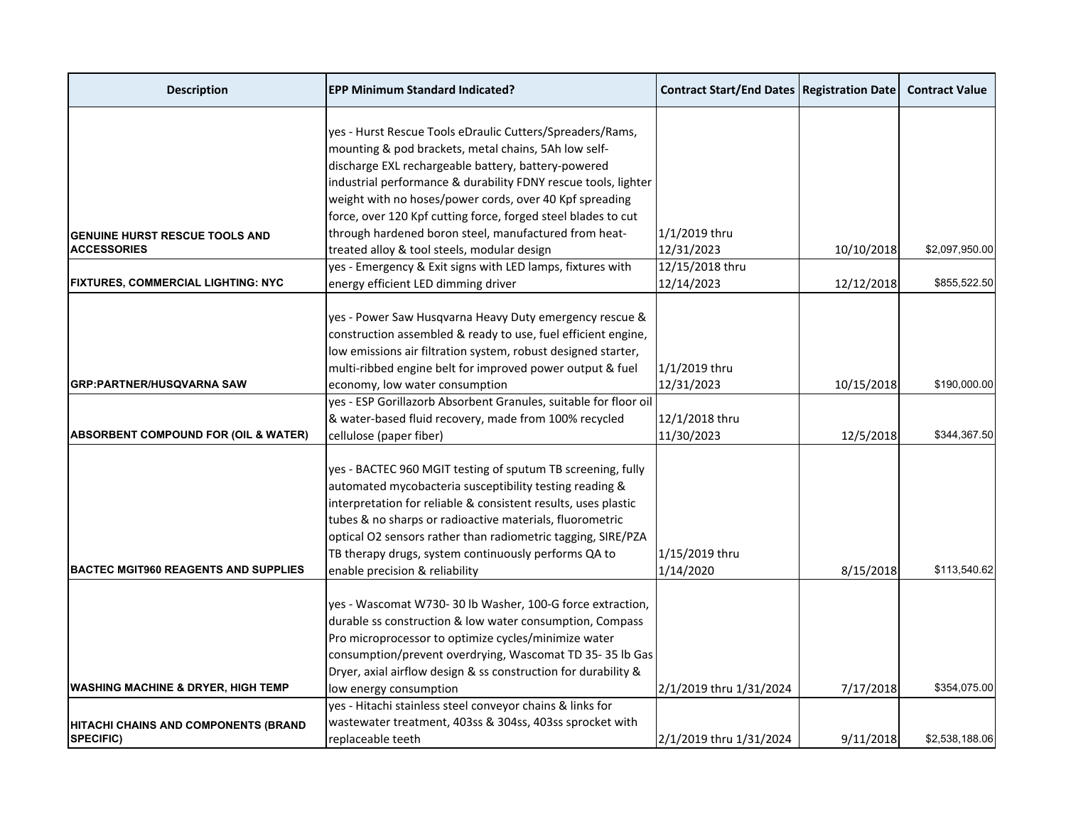| Description | EPP Minimum Standard Indicated? | Contract Start/End Dates | Registration Date | Contract Value |
|---|---|---|---|---|
| **GENUINE HURST RESCUE TOOLS AND ACCESSORIES** | yes - Hurst Rescue Tools eDraulic Cutters/Spreaders/Rams, mounting & pod brackets, metal chains, 5Ah low self-discharge EXL rechargeable battery, battery-powered industrial performance & durability FDNY rescue tools, lighter weight with no hoses/power cords, over 40 Kpf spreading force, over 120 Kpf cutting force, forged steel blades to cut through hardened boron steel, manufactured from heat-treated alloy & tool steels, modular design | 1/1/2019 thru 12/31/2023 | 10/10/2018 | $2,097,950.00 |
| **FIXTURES, COMMERCIAL LIGHTING: NYC** | yes - Emergency & Exit signs with LED lamps, fixtures with energy efficient LED dimming driver | 12/15/2018 thru 12/14/2023 | 12/12/2018 | $855,522.50 |
| **GRP:PARTNER/HUSQVARNA SAW** | yes - Power Saw Husqvarna Heavy Duty emergency rescue & construction assembled & ready to use, fuel efficient engine, low emissions air filtration system, robust designed starter, multi-ribbed engine belt for improved power output & fuel economy, low water consumption | 1/1/2019 thru 12/31/2023 | 10/15/2018 | $190,000.00 |
| **ABSORBENT COMPOUND FOR (OIL & WATER)** | yes - ESP Gorillazorb Absorbent Granules, suitable for floor oil & water-based fluid recovery, made from 100% recycled cellulose (paper fiber) | 12/1/2018 thru 11/30/2023 | 12/5/2018 | $344,367.50 |
| **BACTEC MGIT960 REAGENTS AND SUPPLIES** | yes - BACTEC 960 MGIT testing of sputum TB screening, fully automated mycobacteria susceptibility testing reading & interpretation for reliable & consistent results, uses plastic tubes & no sharps or radioactive materials, fluorometric optical O2 sensors rather than radiometric tagging, SIRE/PZA TB therapy drugs, system continuously performs QA to enable precision & reliability | 1/15/2019 thru 1/14/2020 | 8/15/2018 | $113,540.62 |
| **WASHING MACHINE & DRYER, HIGH TEMP** | yes - Wascomat W730- 30 lb Washer, 100-G force extraction, durable ss construction & low water consumption, Compass Pro microprocessor to optimize cycles/minimize water consumption/prevent overdrying, Wascomat TD 35- 35 lb Gas Dryer, axial airflow design & ss construction for durability & low energy consumption | 2/1/2019 thru 1/31/2024 | 7/17/2018 | $354,075.00 |
| **HITACHI CHAINS AND COMPONENTS (BRAND SPECIFIC)** | yes - Hitachi stainless steel conveyor chains & links for wastewater treatment, 403ss & 304ss, 403ss sprocket with replaceable teeth | 2/1/2019 thru 1/31/2024 | 9/11/2018 | $2,538,188.06 |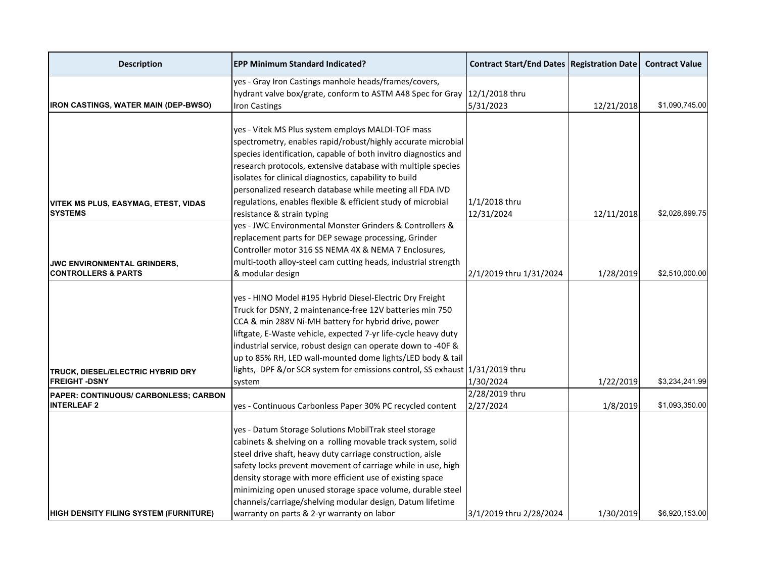| Description | EPP Minimum Standard Indicated? | Contract Start/End Dates | Registration Date | Contract Value |
|---|---|---|---|---|
| IRON CASTINGS, WATER MAIN (DEP-BWSO) | yes - Gray Iron Castings manhole heads/frames/covers, hydrant valve box/grate, conform to ASTM A48 Spec for Gray Iron Castings | 12/1/2018 thru 5/31/2023 | 12/21/2018 | $1,090,745.00 |
| VITEK MS PLUS, EASYMAG, ETEST, VIDAS SYSTEMS | yes - Vitek MS Plus system employs MALDI-TOF mass spectrometry, enables rapid/robust/highly accurate microbial species identification, capable of both invitro diagnostics and research protocols, extensive database with multiple species isolates for clinical diagnostics, capability to build personalized research database while meeting all FDA IVD regulations, enables flexible & efficient study of microbial resistance & strain typing | 1/1/2018 thru 12/31/2024 | 12/11/2018 | $2,028,699.75 |
| JWC ENVIRONMENTAL GRINDERS, CONTROLLERS & PARTS | yes - JWC Environmental Monster Grinders & Controllers & replacement parts for DEP sewage processing, Grinder Controller motor 316 SS NEMA 4X & NEMA 7 Enclosures, multi-tooth alloy-steel cam cutting heads, industrial strength & modular design | 2/1/2019 thru 1/31/2024 | 1/28/2019 | $2,510,000.00 |
| TRUCK, DIESEL/ELECTRIC HYBRID DRY FREIGHT -DSNY | yes - HINO Model #195 Hybrid Diesel-Electric Dry Freight Truck for DSNY, 2 maintenance-free 12V batteries min 750 CCA & min 288V Ni-MH battery for hybrid drive, power liftgate, E-Waste vehicle, expected 7-yr life-cycle heavy duty industrial service, robust design can operate down to -40F & up to 85% RH, LED wall-mounted dome lights/LED body & tail lights, DPF &/or SCR system for emissions control, SS exhaust system | 1/31/2019 thru 1/30/2024 | 1/22/2019 | $3,234,241.99 |
| PAPER: CONTINUOUS/ CARBONLESS; CARBON INTERLEAF 2 | yes - Continuous Carbonless Paper 30% PC recycled content | 2/28/2019 thru 2/27/2024 | 1/8/2019 | $1,093,350.00 |
| HIGH DENSITY FILING SYSTEM (FURNITURE) | yes - Datum Storage Solutions MobilTrak steel storage cabinets & shelving on a rolling movable track system, solid steel drive shaft, heavy duty carriage construction, aisle safety locks prevent movement of carriage while in use, high density storage with more efficient use of existing space minimizing open unused storage space volume, durable steel channels/carriage/shelving modular design, Datum lifetime warranty on parts & 2-yr warranty on labor | 3/1/2019 thru 2/28/2024 | 1/30/2019 | $6,920,153.00 |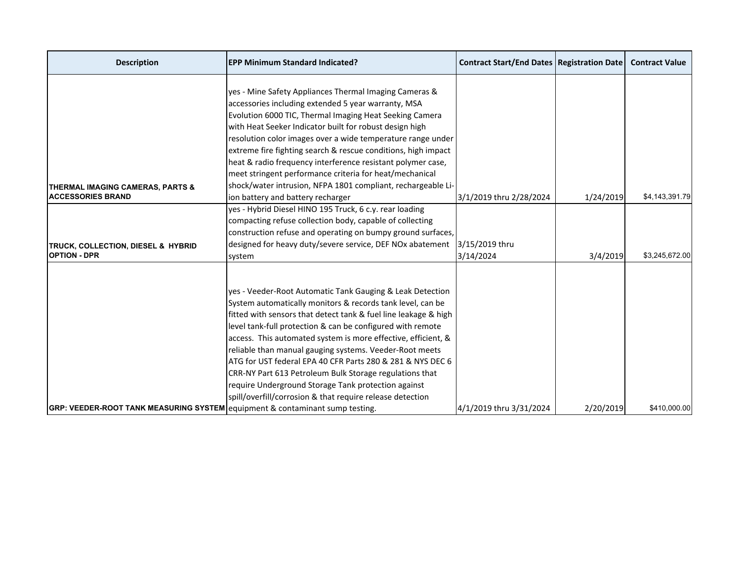| Description | EPP Minimum Standard Indicated? | Contract Start/End Dates | Registration Date | Contract Value |
|---|---|---|---|---|
| **THERMAL IMAGING CAMERAS, PARTS & ACCESSORIES BRAND** | yes - Mine Safety Appliances Thermal Imaging Cameras & accessories including extended 5 year warranty, MSA Evolution 6000 TIC, Thermal Imaging Heat Seeking Camera with Heat Seeker Indicator built for robust design high resolution color images over a wide temperature range under extreme fire fighting search & rescue conditions, high impact heat & radio frequency interference resistant polymer case, meet stringent performance criteria for heat/mechanical shock/water intrusion, NFPA 1801 compliant, rechargeable Li-ion battery and battery recharger | 3/1/2019 thru 2/28/2024 | 1/24/2019 | $4,143,391.79 |
| **TRUCK, COLLECTION, DIESEL & HYBRID OPTION - DPR** | yes - Hybrid Diesel HINO 195 Truck, 6 c.y. rear loading compacting refuse collection body, capable of collecting construction refuse and operating on bumpy ground surfaces, designed for heavy duty/severe service, DEF NOx abatement system | 3/15/2019 thru 3/14/2024 | 3/4/2019 | $3,245,672.00 |
| **GRP: VEEDER-ROOT TANK MEASURING SYSTEM** | yes - Veeder-Root Automatic Tank Gauging & Leak Detection System automatically monitors & records tank level, can be fitted with sensors that detect tank & fuel line leakage & high level tank-full protection & can be configured with remote access. This automated system is more effective, efficient, & reliable than manual gauging systems. Veeder-Root meets ATG for UST federal EPA 40 CFR Parts 280 & 281 & NYS DEC 6 CRR-NY Part 613 Petroleum Bulk Storage regulations that require Underground Storage Tank protection against spill/overfill/corrosion & that require release detection equipment & contaminant sump testing. | 4/1/2019 thru 3/31/2024 | 2/20/2019 | $410,000.00 |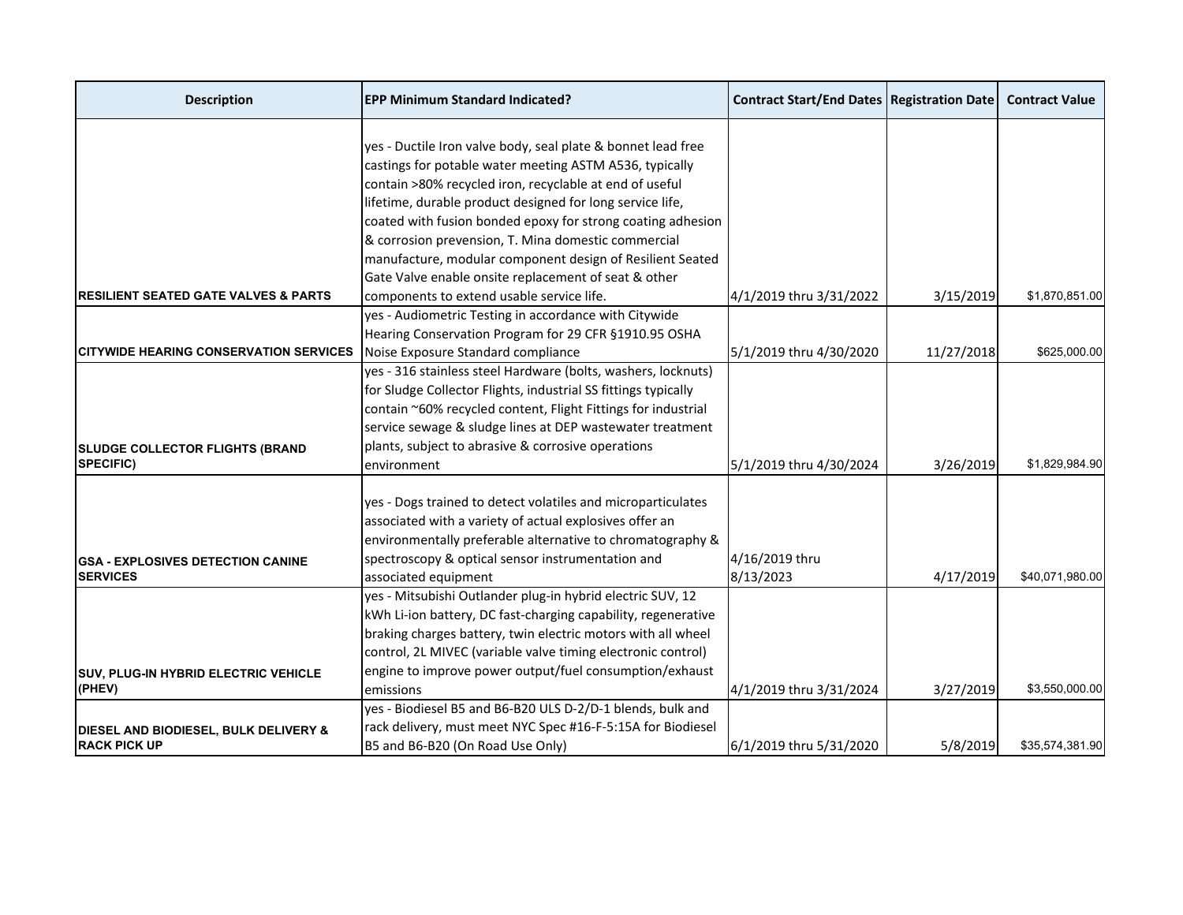| Description | EPP Minimum Standard Indicated? | Contract Start/End Dates | Registration Date | Contract Value |
|---|---|---|---|---|
| **RESILIENT SEATED GATE VALVES & PARTS** | yes - Ductile Iron valve body, seal plate & bonnet lead free castings for potable water meeting ASTM A536, typically contain >80% recycled iron, recyclable at end of useful lifetime, durable product designed for long service life, coated with fusion bonded epoxy for strong coating adhesion & corrosion prevension, T. Mina domestic commercial manufacture, modular component design of Resilient Seated Gate Valve enable onsite replacement of seat & other components to extend usable service life. | 4/1/2019 thru 3/31/2022 | 3/15/2019 | $1,870,851.00 |
| **CITYWIDE HEARING CONSERVATION SERVICES** | yes - Audiometric Testing in accordance with Citywide Hearing Conservation Program for 29 CFR §1910.95 OSHA Noise Exposure Standard compliance | 5/1/2019 thru 4/30/2020 | 11/27/2018 | $625,000.00 |
| **SLUDGE COLLECTOR FLIGHTS (BRAND SPECIFIC)** | yes - 316 stainless steel Hardware (bolts, washers, locknuts) for Sludge Collector Flights, industrial SS fittings typically contain ~60% recycled content, Flight Fittings for industrial service sewage & sludge lines at DEP wastewater treatment plants, subject to abrasive & corrosive operations environment | 5/1/2019 thru 4/30/2024 | 3/26/2019 | $1,829,984.90 |
| **GSA - EXPLOSIVES DETECTION CANINE SERVICES** | yes - Dogs trained to detect volatiles and microparticulates associated with a variety of actual explosives offer an environmentally preferable alternative to chromatography & spectroscopy & optical sensor instrumentation and associated equipment | 4/16/2019 thru 8/13/2023 | 4/17/2019 | $40,071,980.00 |
| **SUV, PLUG-IN HYBRID ELECTRIC VEHICLE (PHEV)** | yes - Mitsubishi Outlander plug-in hybrid electric SUV, 12 kWh Li-ion battery, DC fast-charging capability, regenerative braking charges battery, twin electric motors with all wheel control, 2L MIVEC (variable valve timing electronic control) engine to improve power output/fuel consumption/exhaust emissions | 4/1/2019 thru 3/31/2024 | 3/27/2019 | $3,550,000.00 |
| **DIESEL AND BIODIESEL, BULK DELIVERY & RACK PICK UP** | yes - Biodiesel B5 and B6-B20 ULS D-2/D-1 blends, bulk and rack delivery, must meet NYC Spec #16-F-5:15A for Biodiesel B5 and B6-B20 (On Road Use Only) | 6/1/2019 thru 5/31/2020 | 5/8/2019 | $35,574,381.90 |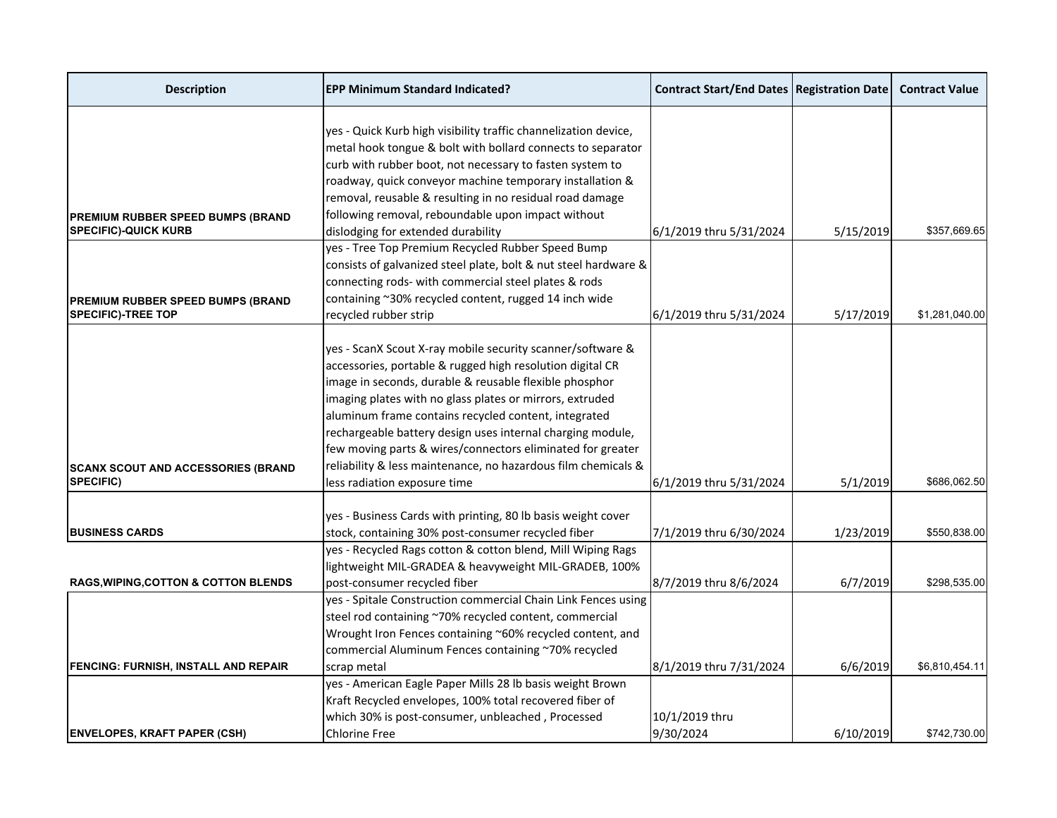| Description | EPP Minimum Standard Indicated? | Contract Start/End Dates | Registration Date | Contract Value |
|---|---|---|---|---|
| **PREMIUM RUBBER SPEED BUMPS (BRAND SPECIFIC)-QUICK KURB** | yes - Quick Kurb high visibility traffic channelization device, metal hook tongue & bolt with bollard connects to separator curb with rubber boot, not necessary to fasten system to roadway, quick conveyor machine temporary installation & removal, reusable & resulting in no residual road damage following removal, reboundable upon impact without dislodging for extended durability | 6/1/2019 thru 5/31/2024 | 5/15/2019 | $357,669.65 |
| **PREMIUM RUBBER SPEED BUMPS (BRAND SPECIFIC)-TREE TOP** | yes - Tree Top Premium Recycled Rubber Speed Bump consists of galvanized steel plate, bolt & nut steel hardware & connecting rods- with commercial steel plates & rods containing ~30% recycled content, rugged 14 inch wide recycled rubber strip | 6/1/2019 thru 5/31/2024 | 5/17/2019 | $1,281,040.00 |
| **SCANX SCOUT AND ACCESSORIES (BRAND SPECIFIC)** | yes - ScanX Scout X-ray mobile security scanner/software & accessories, portable & rugged high resolution digital CR image in seconds, durable & reusable flexible phosphor imaging plates with no glass plates or mirrors, extruded aluminum frame contains recycled content, integrated rechargeable battery design uses internal charging module, few moving parts & wires/connectors eliminated for greater reliability & less maintenance, no hazardous film chemicals & less radiation exposure time | 6/1/2019 thru 5/31/2024 | 5/1/2019 | $686,062.50 |
| **BUSINESS CARDS** | yes - Business Cards with printing, 80 lb basis weight cover stock, containing 30% post-consumer recycled fiber | 7/1/2019 thru 6/30/2024 | 1/23/2019 | $550,838.00 |
| **RAGS,WIPING,COTTON & COTTON BLENDS** | yes - Recycled Rags cotton & cotton blend, Mill Wiping Rags lightweight MIL-GRADEA & heavyweight MIL-GRADEB, 100% post-consumer recycled fiber | 8/7/2019 thru 8/6/2024 | 6/7/2019 | $298,535.00 |
| **FENCING: FURNISH, INSTALL AND REPAIR** | yes - Spitale Construction commercial Chain Link Fences using steel rod containing ~70% recycled content, commercial Wrought Iron Fences containing ~60% recycled content, and commercial Aluminum Fences containing ~70% recycled scrap metal | 8/1/2019 thru 7/31/2024 | 6/6/2019 | $6,810,454.11 |
| **ENVELOPES, KRAFT PAPER (CSH)** | yes - American Eagle Paper Mills 28 lb basis weight Brown Kraft Recycled envelopes, 100% total recovered fiber of which 30% is post-consumer, unbleached , Processed Chlorine Free | 10/1/2019 thru 9/30/2024 | 6/10/2019 | $742,730.00 |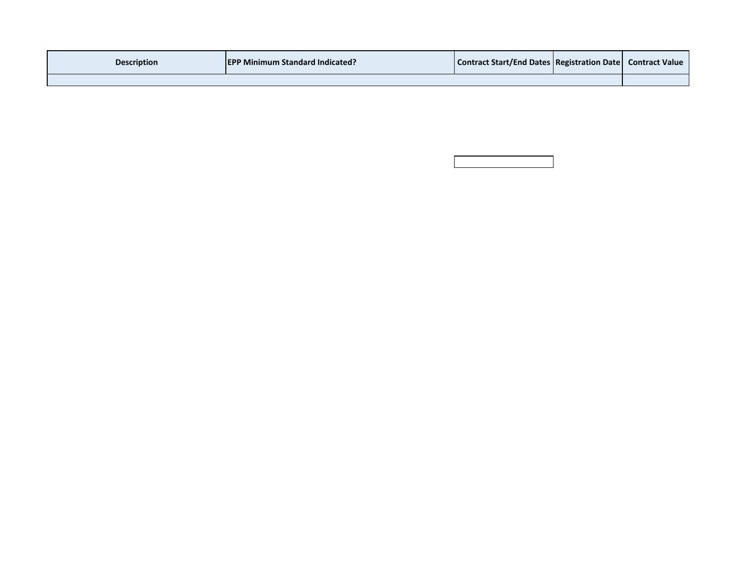| Description | EPP Minimum Standard Indicated? | Contract Start/End Dates | Registration Date | Contract Value |
|---|---|---|---|---|
| | | | | |